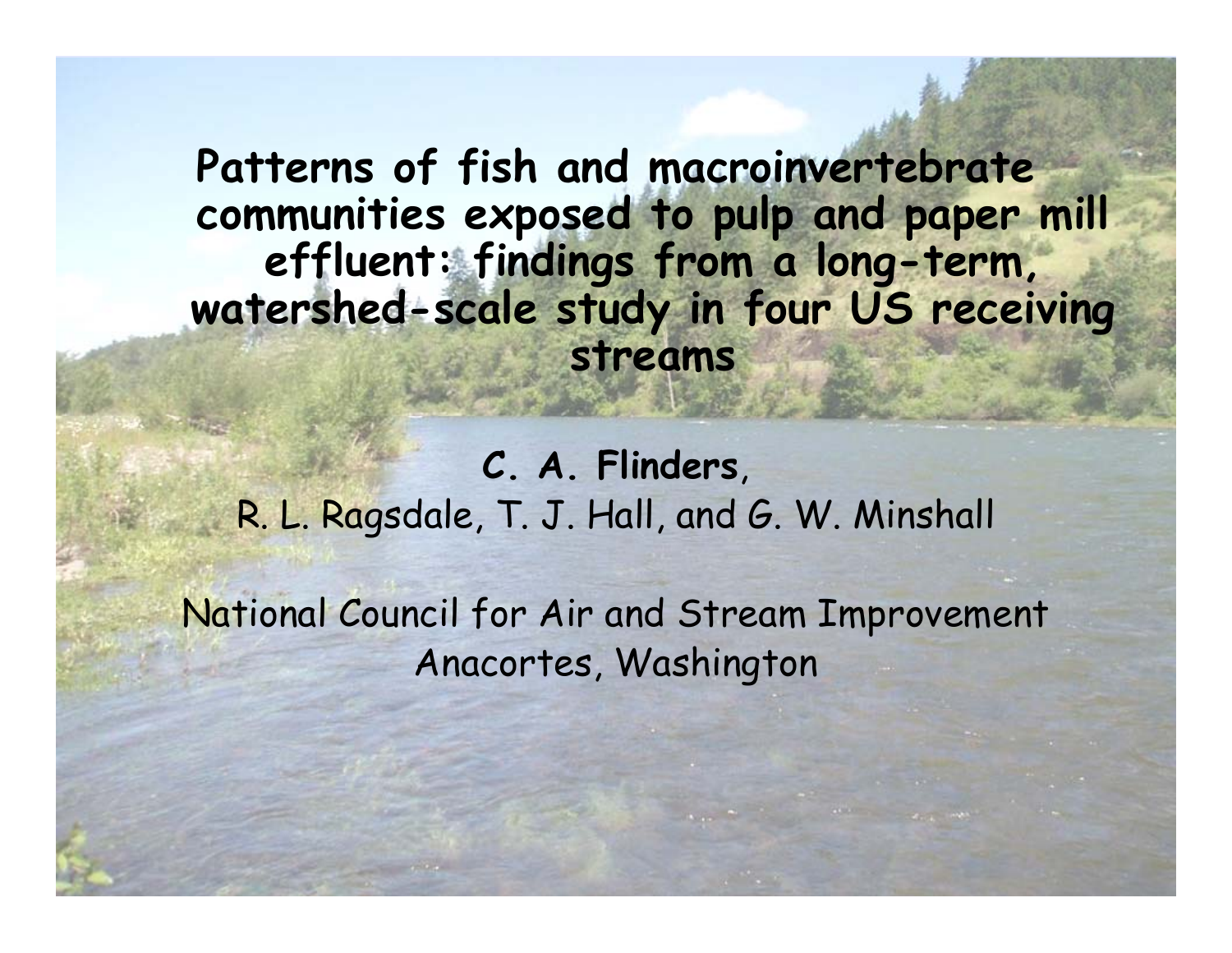# Patterns of fish and macroinvertebrate communities exposed to pulp and paper mill effluent: findings from a long-term, watershed-scale study in four US receiving streams

**C. A. Flinders**,
R. L. Ragsdale, T. J. Hall, and G. W. Minshall

National Council for Air and Stream Improvement
Anacortes, Washington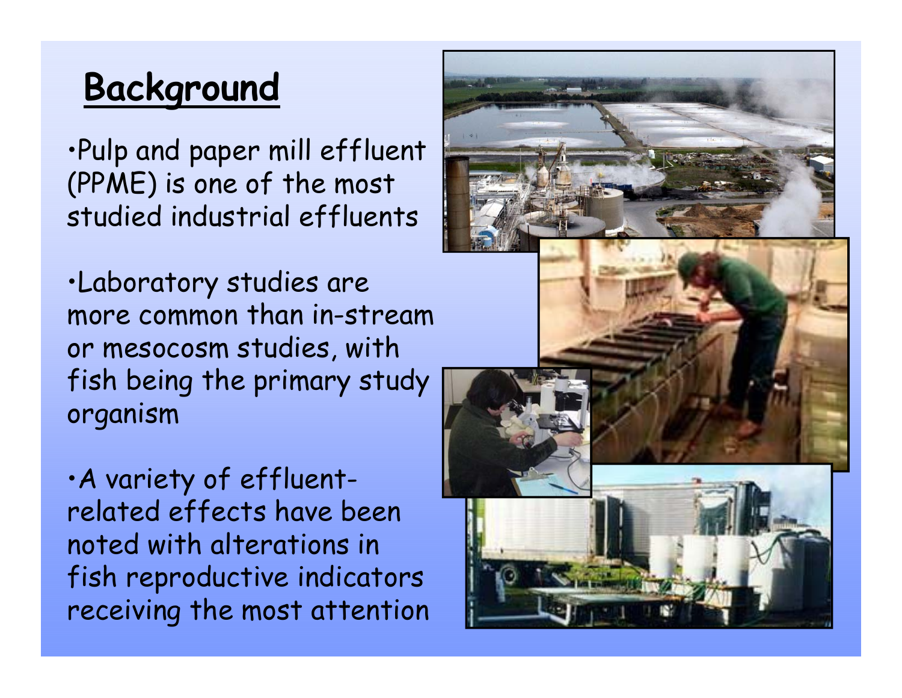## Background

- Pulp and paper mill effluent (PPME) is one of the most studied industrial effluents
- Laboratory studies are more common than in-stream or mesocosm studies, with fish being the primary study organism
- A variety of effluent-related effects have been noted with alterations in fish reproductive indicators receiving the most attention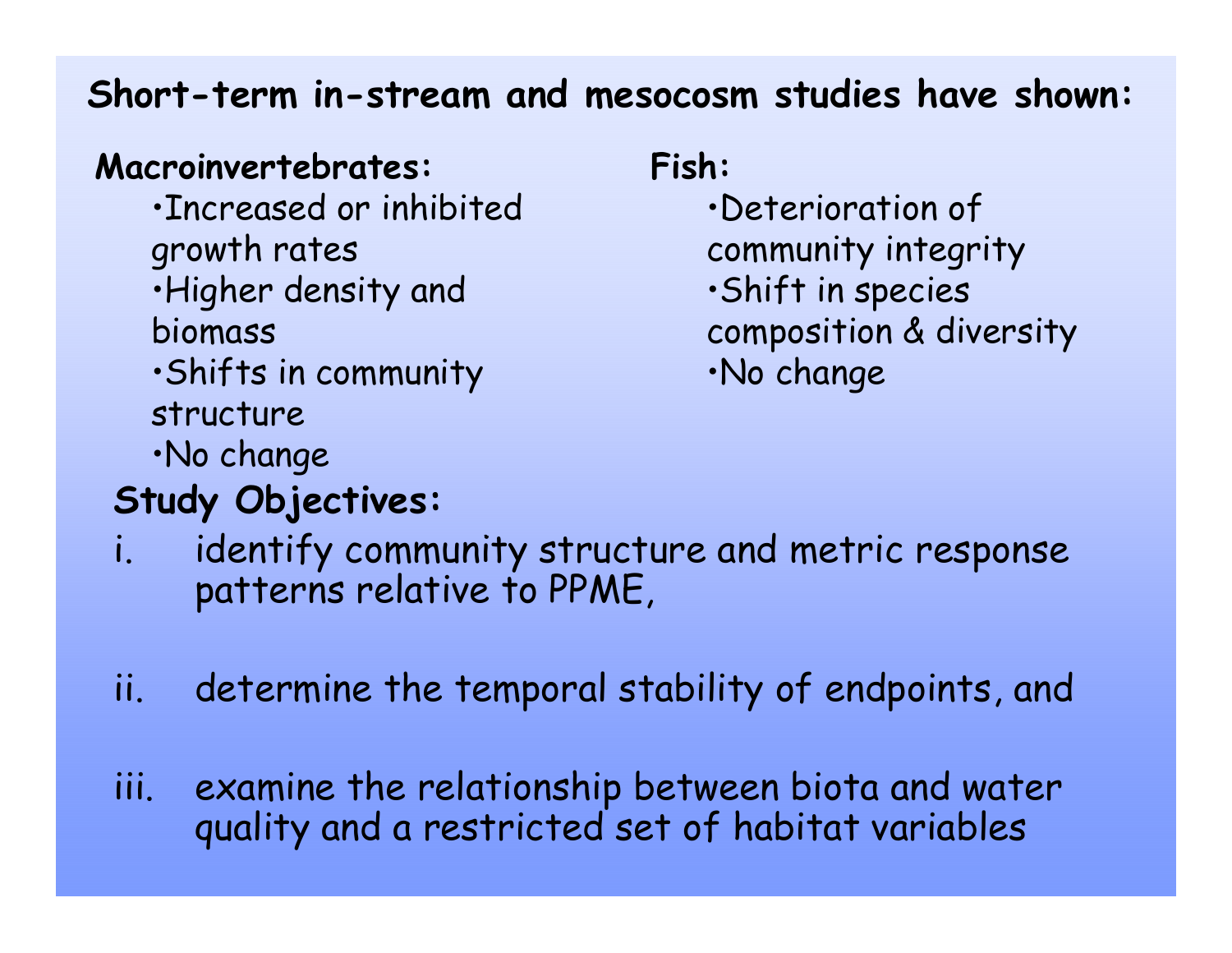**Short-term in-stream and mesocosm studies have shown:**

**Macroinvertebrates:**

- Increased or inhibited growth rates
- Higher density and biomass
- Shifts in community structure
- No change

**Fish:**

- Deterioration of community integrity
- Shift in species composition & diversity
- No change

**Study Objectives:**

i. identify community structure and metric response patterns relative to PPME,

ii. determine the temporal stability of endpoints, and

iii. examine the relationship between biota and water quality and a restricted set of habitat variables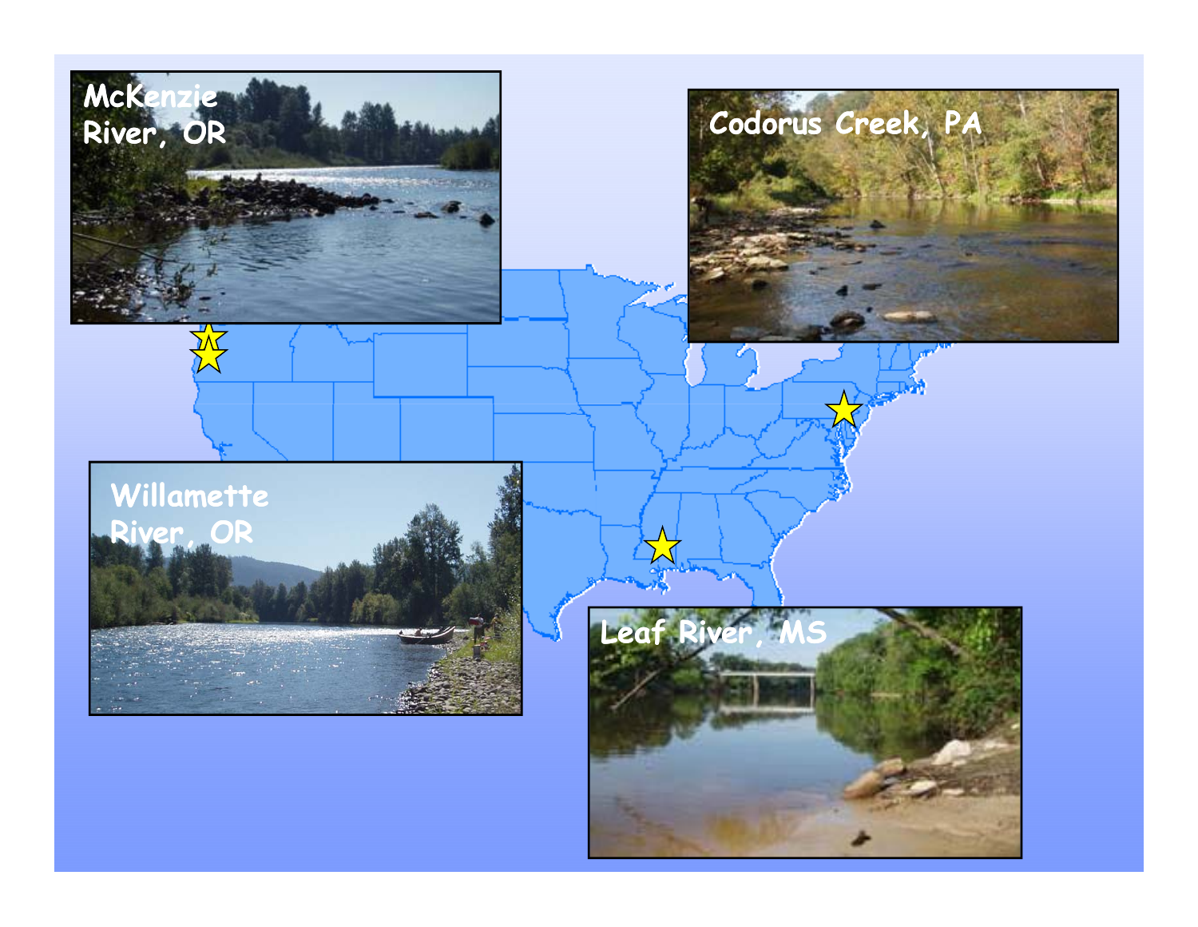McKenzie River, OR

Codorus Creek, PA

Willamette River, OR

Leaf River, MS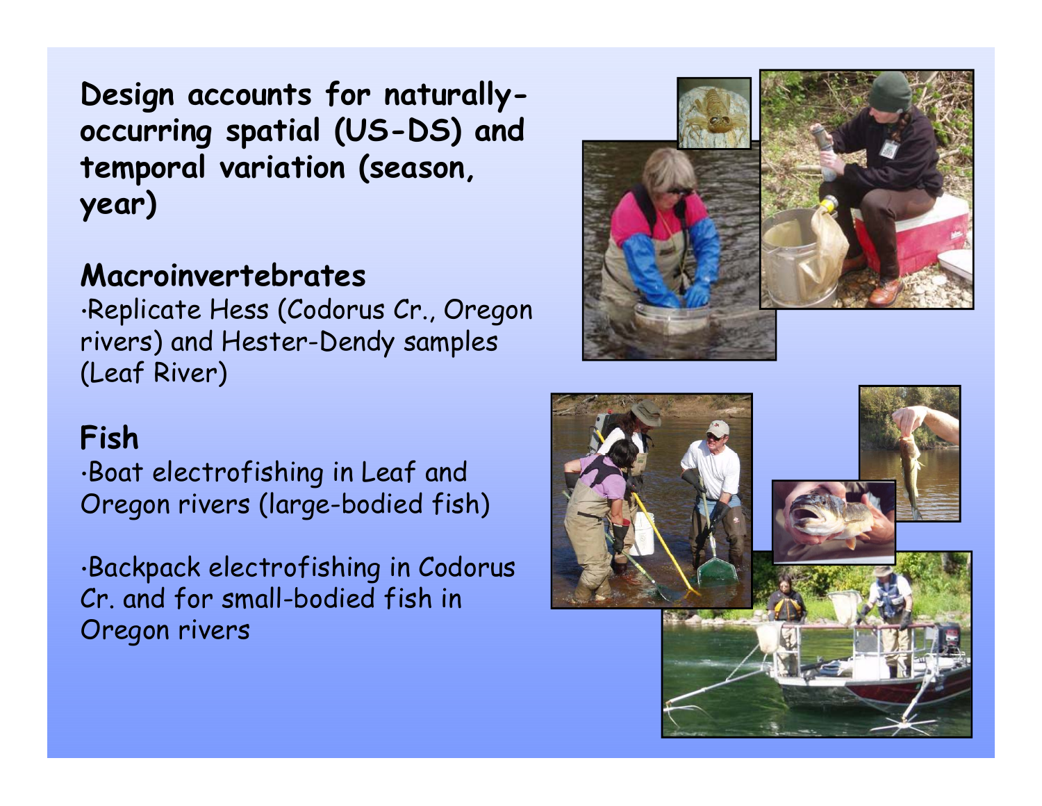**Design accounts for naturally-occurring spatial (US-DS) and temporal variation (season, year)**

## Macroinvertebrates

- Replicate Hess (Codorus Cr., Oregon rivers) and Hester-Dendy samples (Leaf River)

## Fish

- Boat electrofishing in Leaf and Oregon rivers (large-bodied fish)
- Backpack electrofishing in Codorus Cr. and for small-bodied fish in Oregon rivers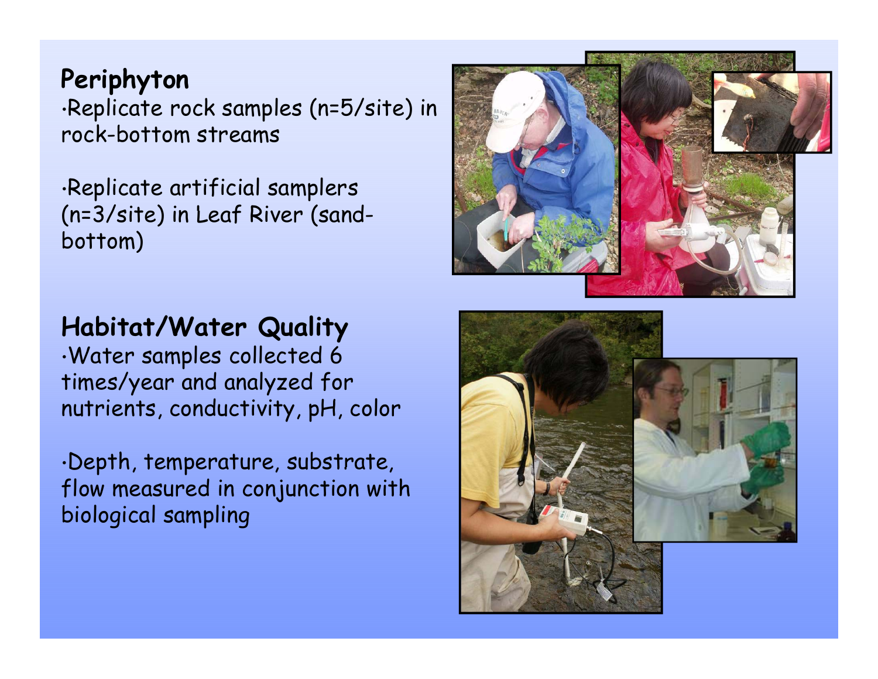## Periphyton

- Replicate rock samples (n=5/site) in rock-bottom streams
- Replicate artificial samplers (n=3/site) in Leaf River (sand-bottom)

## Habitat/Water Quality

- Water samples collected 6 times/year and analyzed for nutrients, conductivity, pH, color
- Depth, temperature, substrate, flow measured in conjunction with biological sampling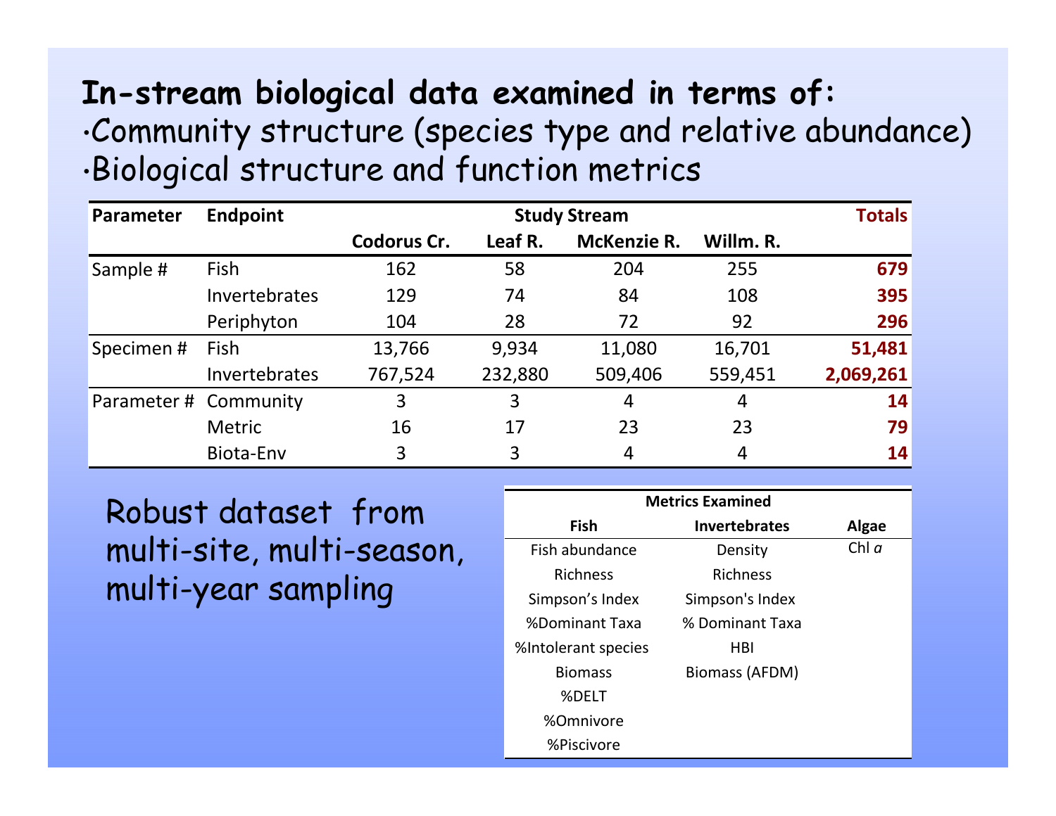## In-stream biological data examined in terms of:

- Community structure (species type and relative abundance)
- Biological structure and function metrics

| Parameter | Endpoint | Study Stream | | | | Totals |
|---|---|---|---|---|---|---|
| | | Codorus Cr. | Leaf R. | McKenzie R. | Willm. R. | |
| Sample # | Fish | 162 | 58 | 204 | 255 | **679** |
| | Invertebrates | 129 | 74 | 84 | 108 | **395** |
| | Periphyton | 104 | 28 | 72 | 92 | **296** |
| Specimen # | Fish | 13,766 | 9,934 | 11,080 | 16,701 | **51,481** |
| | Invertebrates | 767,524 | 232,880 | 509,406 | 559,451 | **2,069,261** |
| Parameter # | Community | 3 | 3 | 4 | 4 | **14** |
| | Metric | 16 | 17 | 23 | 23 | **79** |
| | Biota-Env | 3 | 3 | 4 | 4 | **14** |

Robust dataset from multi-site, multi-season, multi-year sampling

| Metrics Examined | | |
|---|---|---|
| **Fish** | **Invertebrates** | **Algae** |
| Fish abundance | Density | Chl *a* |
| Richness | Richness | |
| Simpson's Index | Simpson's Index | |
| %Dominant Taxa | % Dominant Taxa | |
| %Intolerant species | HBI | |
| Biomass | Biomass (AFDM) | |
| %DELT | | |
| %Omnivore | | |
| %Piscivore | | |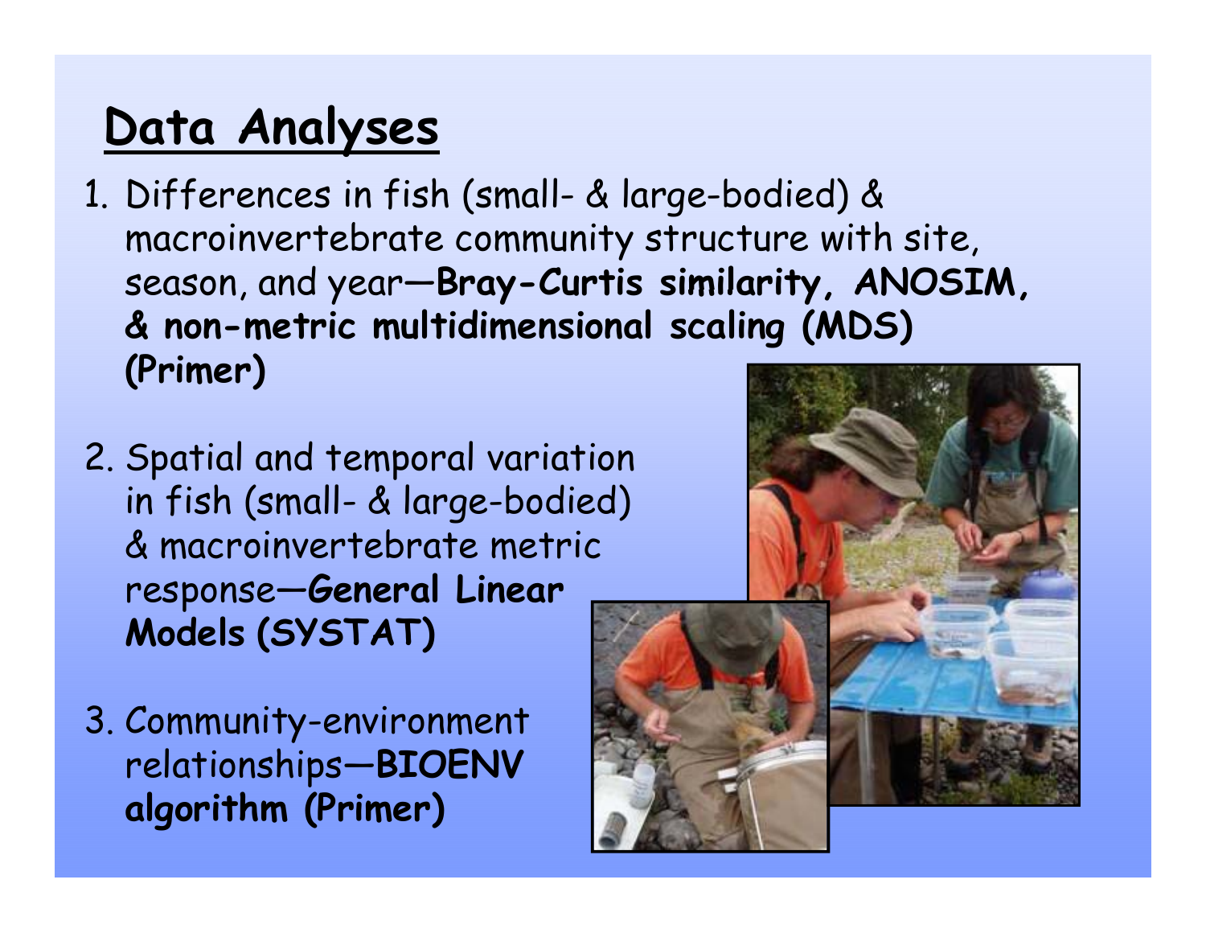## Data Analyses

1. Differences in fish (small- & large-bodied) & macroinvertebrate community structure with site, season, and year—**Bray-Curtis similarity, ANOSIM, & non-metric multidimensional scaling (MDS) (Primer)**

2. Spatial and temporal variation in fish (small- & large-bodied) & macroinvertebrate metric response—**General Linear Models (SYSTAT)**

3. Community-environment relationships—**BIOENV algorithm (Primer)**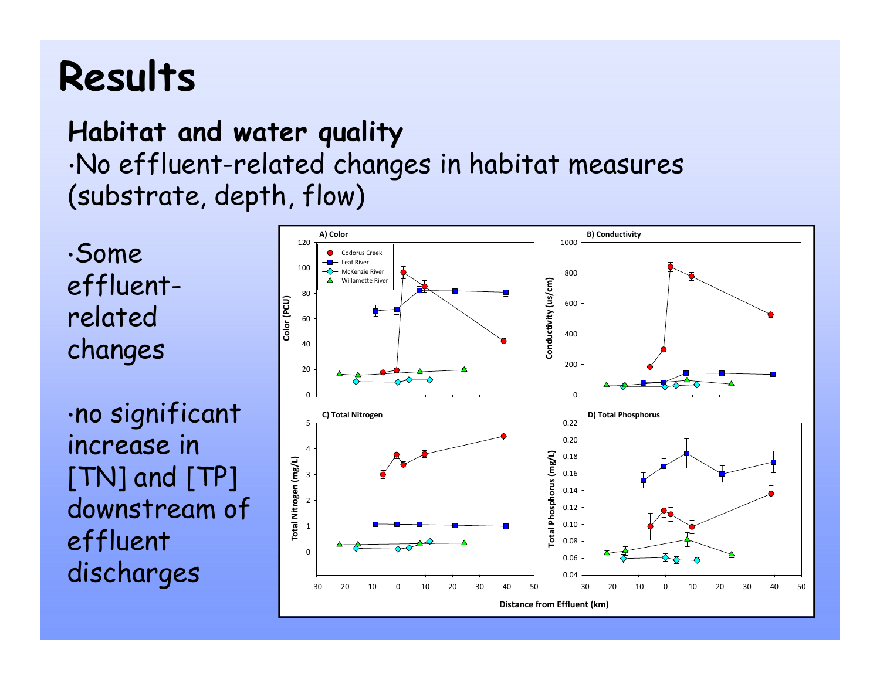# Results

## Habitat and water quality

- No effluent-related changes in habitat measures (substrate, depth, flow)

- Some effluent-related changes

- no significant increase in [TN] and [TP] downstream of effluent discharges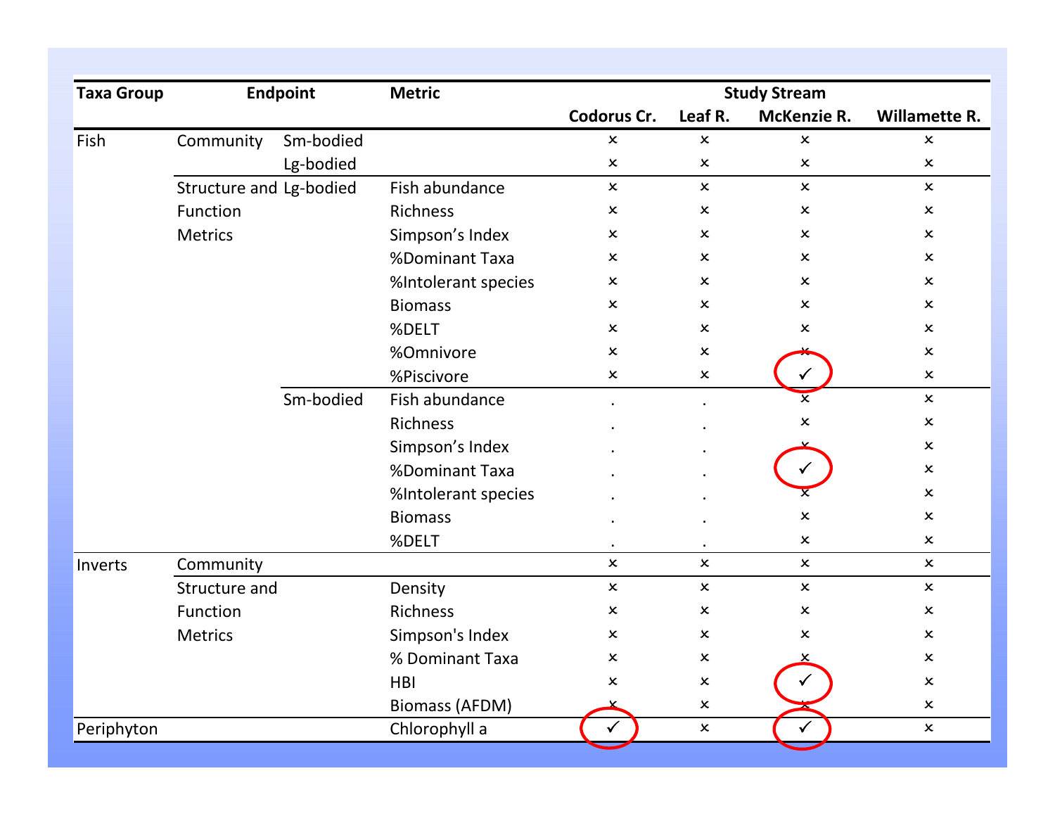| Taxa Group | Endpoint | | Metric | Study Stream | | | |
|---|---|---|---|---|---|---|---|
| | | | | Codorus Cr. | Leaf R. | McKenzie R. | Willamette R. |
| Fish | Community | Sm-bodied | | × | × | × | × |
| | | Lg-bodied | | × | × | × | × |
| | Structure and Function Metrics | Lg-bodied | Fish abundance | × | × | × | × |
| | | | Richness | × | × | × | × |
| | | | Simpson's Index | × | × | × | × |
| | | | %Dominant Taxa | × | × | × | × |
| | | | %Intolerant species | × | × | × | × |
| | | | Biomass | × | × | × | × |
| | | | %DELT | × | × | × | × |
| | | | %Omnivore | × | × | × | × |
| | | | %Piscivore | × | × | ✓ | × |
| | | Sm-bodied | Fish abundance | . | . | × | × |
| | | | Richness | . | . | × | × |
| | | | Simpson's Index | . | . | × | × |
| | | | %Dominant Taxa | . | . | ✓ | × |
| | | | %Intolerant species | . | . | × | × |
| | | | Biomass | . | . | × | × |
| | | | %DELT | . | . | × | × |
| Inverts | Community | | | × | × | × | × |
| | Structure and Function Metrics | | Density | × | × | × | × |
| | | | Richness | × | × | × | × |
| | | | Simpson's Index | × | × | × | × |
| | | | % Dominant Taxa | × | × | × | × |
| | | | HBI | × | × | ✓ | × |
| | | | Biomass (AFDM) | × | × | × | × |
| Periphyton | | | Chlorophyll a | ✓ | × | ✓ | × |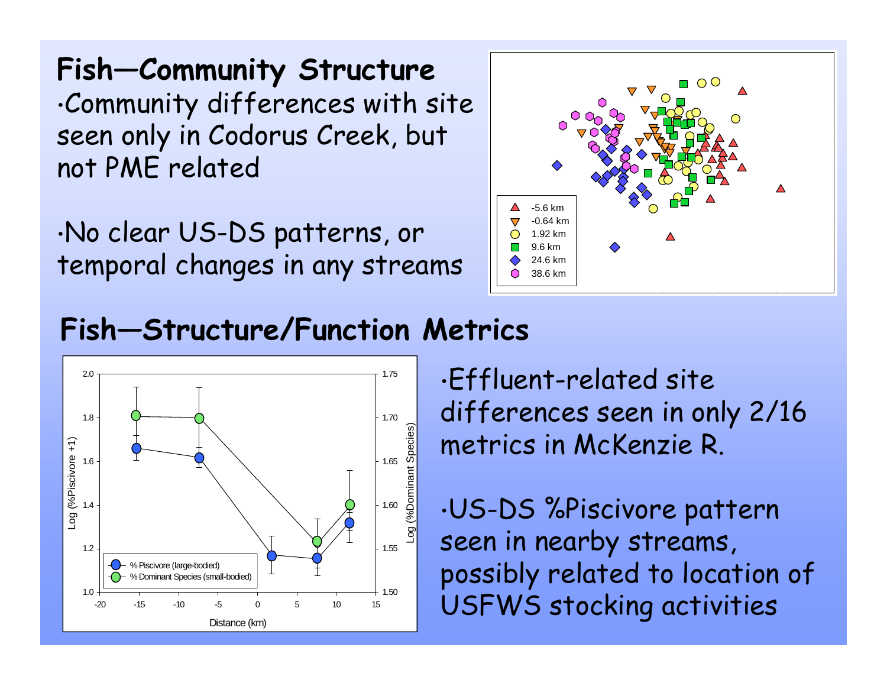# Fish—Community Structure

- Community differences with site seen only in Codorus Creek, but not PME related
- No clear US-DS patterns, or temporal changes in any streams

-5.6 km
-0.64 km
1.92 km
9.6 km
24.6 km
38.6 km

# Fish—Structure/Function Metrics

Log (%Piscivore +1)

Log (%Dominant Species)

Distance (km)

% Piscivore (large-bodied)
% Dominant Species (small-bodied)

- Effluent-related site differences seen in only 2/16 metrics in McKenzie R.
- US-DS %Piscivore pattern seen in nearby streams, possibly related to location of USFWS stocking activities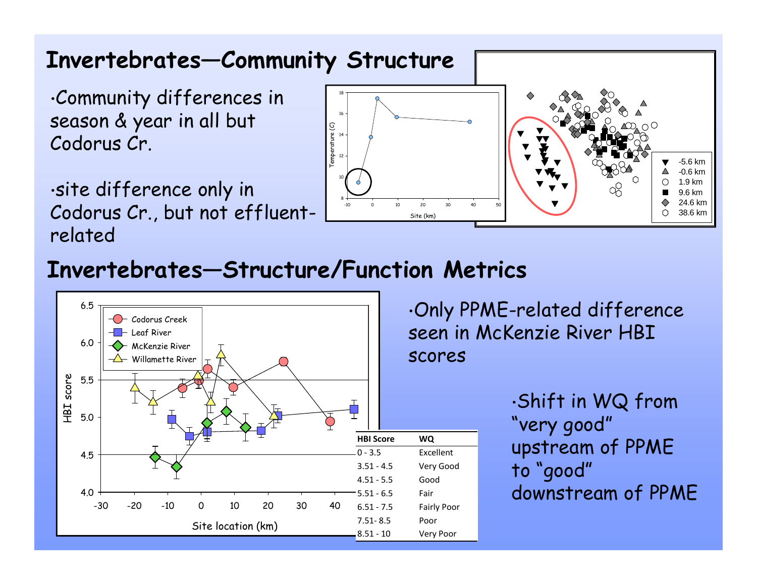# Invertebrates—Community Structure

- Community differences in season & year in all but Codorus Cr.
- site difference only in Codorus Cr., but not effluent-related

# Invertebrates—Structure/Function Metrics

- Only PPME-related difference seen in McKenzie River HBI scores

| HBI Score | WQ |
|---|---|
| 0 - 3.5 | Excellent |
| 3.51 - 4.5 | Very Good |
| 4.51 - 5.5 | Good |
| 5.51 - 6.5 | Fair |
| 6.51 - 7.5 | Fairly Poor |
| 7.51- 8.5 | Poor |
| 8.51 - 10 | Very Poor |

- Shift in WQ from “very good” upstream of PPME to “good” downstream of PPME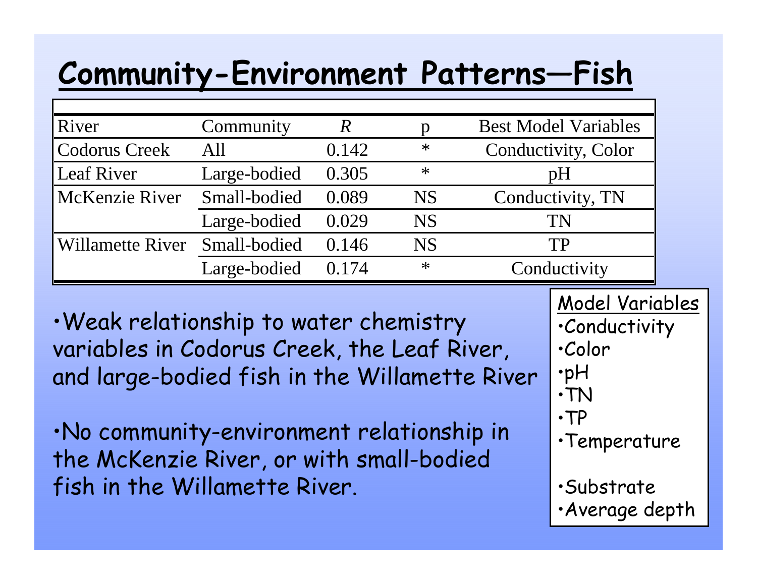# Community-Environment Patterns—Fish

| River | Community | *R* | p | Best Model Variables |
| --- | --- | --- | --- | --- |
| Codorus Creek | All | 0.142 | * | Conductivity, Color |
| Leaf River | Large-bodied | 0.305 | * | pH |
| McKenzie River | Small-bodied | 0.089 | NS | Conductivity, TN |
| | Large-bodied | 0.029 | NS | TN |
| Willamette River | Small-bodied | 0.146 | NS | TP |
| | Large-bodied | 0.174 | * | Conductivity |

- Weak relationship to water chemistry variables in Codorus Creek, the Leaf River, and large-bodied fish in the Willamette River
- No community-environment relationship in the McKenzie River, or with small-bodied fish in the Willamette River.

Model Variables
- Conductivity
- Color
- pH
- TN
- TP
- Temperature

- Substrate
- Average depth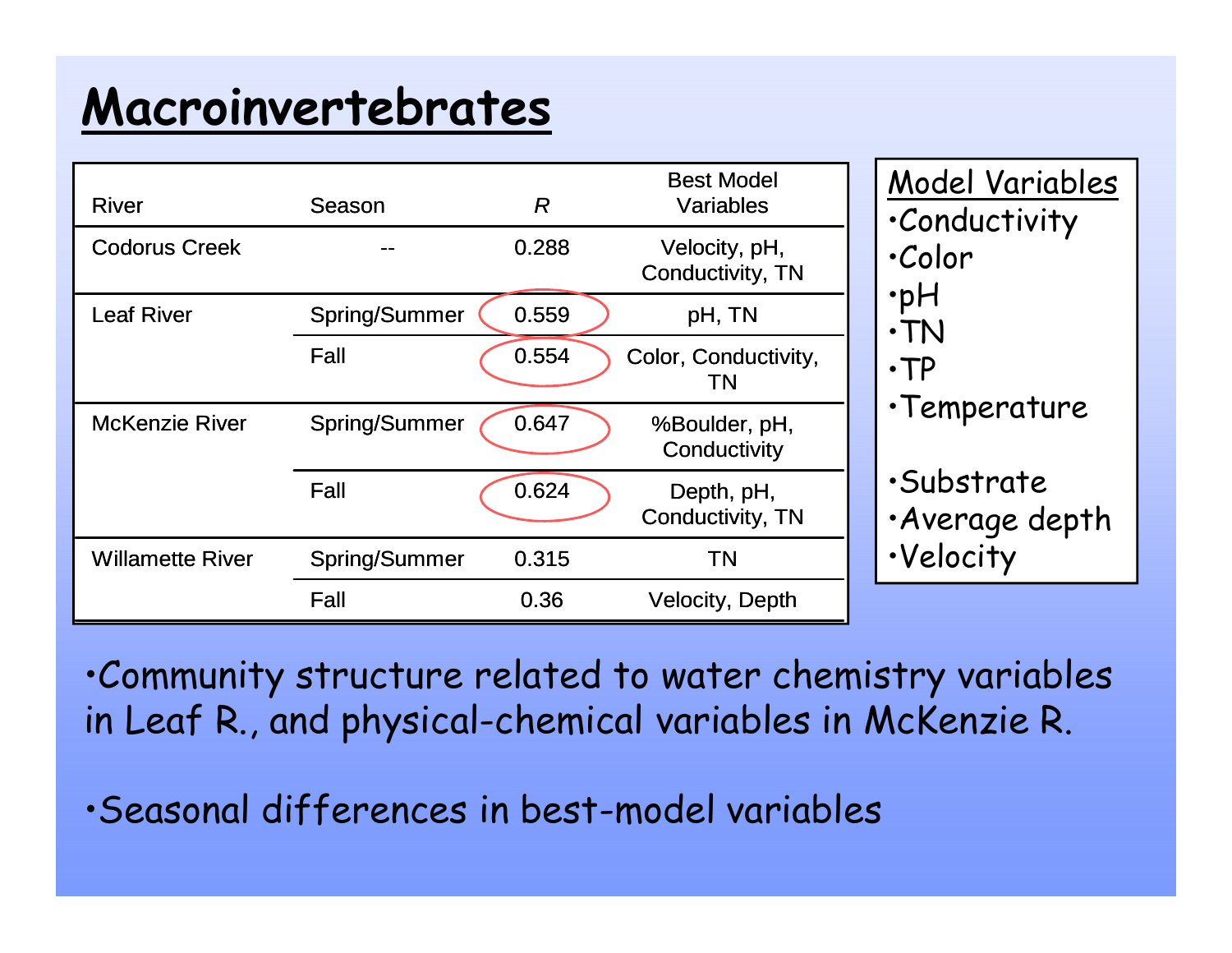# Macroinvertebrates

| River | Season | $R$ | Best Model Variables |
|---|---|---|---|
| Codorus Creek | -- | 0.288 | Velocity, pH, Conductivity, TN |
| Leaf River | Spring/Summer | 0.559 | pH, TN |
| | Fall | 0.554 | Color, Conductivity, TN |
| McKenzie River | Spring/Summer | 0.647 | %Boulder, pH, Conductivity |
| | Fall | 0.624 | Depth, pH, Conductivity, TN |
| Willamette River | Spring/Summer | 0.315 | TN |
| | Fall | 0.36 | Velocity, Depth |

**Model Variables**

- Conductivity
- Color
- pH
- TN
- TP
- Temperature

- Substrate
- Average depth
- Velocity

- Community structure related to water chemistry variables in Leaf R., and physical-chemical variables in McKenzie R.
- Seasonal differences in best-model variables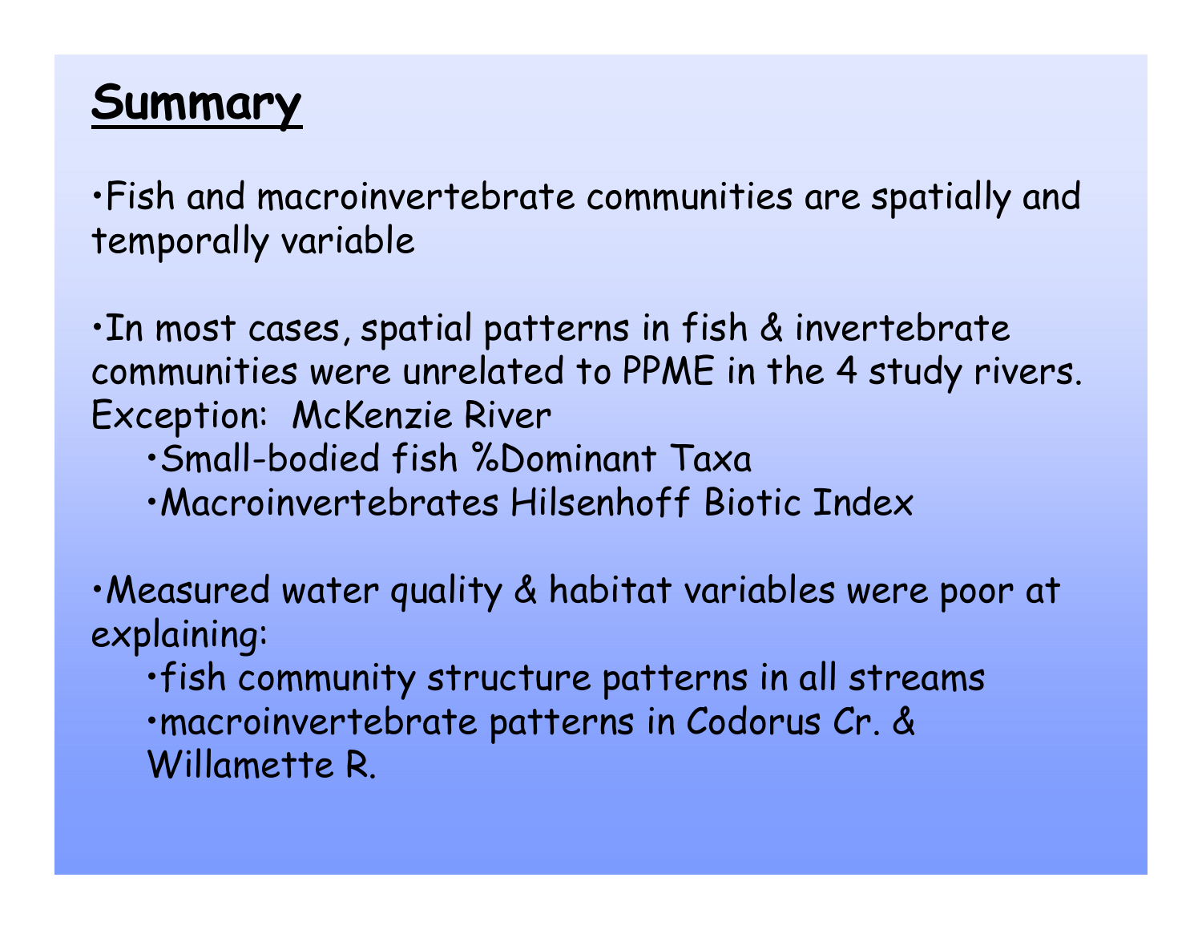## Summary

- Fish and macroinvertebrate communities are spatially and temporally variable

- In most cases, spatial patterns in fish & invertebrate communities were unrelated to PPME in the 4 study rivers. Exception: McKenzie River
  - Small-bodied fish %Dominant Taxa
  - Macroinvertebrates Hilsenhoff Biotic Index

- Measured water quality & habitat variables were poor at explaining:
  - fish community structure patterns in all streams
  - macroinvertebrate patterns in Codorus Cr. & Willamette R.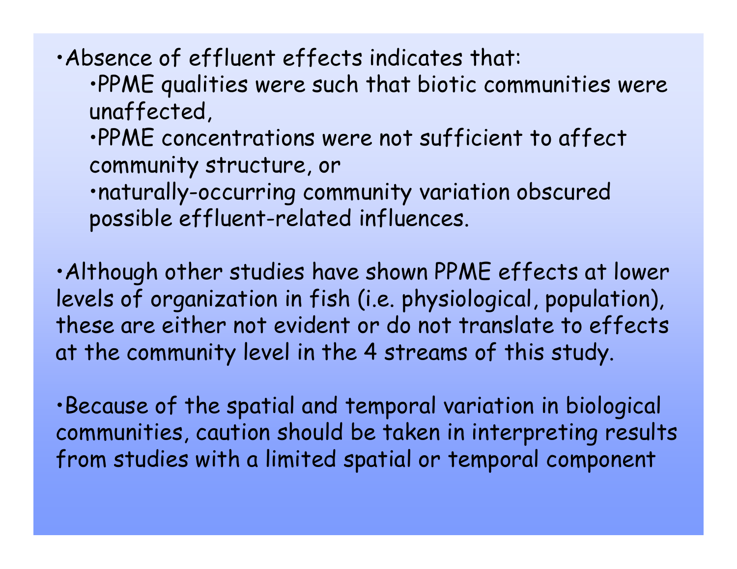- Absence of effluent effects indicates that:
  - PPME qualities were such that biotic communities were unaffected,
  - PPME concentrations were not sufficient to affect community structure, or
  - naturally-occurring community variation obscured possible effluent-related influences.

- Although other studies have shown PPME effects at lower levels of organization in fish (i.e. physiological, population), these are either not evident or do not translate to effects at the community level in the 4 streams of this study.

- Because of the spatial and temporal variation in biological communities, caution should be taken in interpreting results from studies with a limited spatial or temporal component